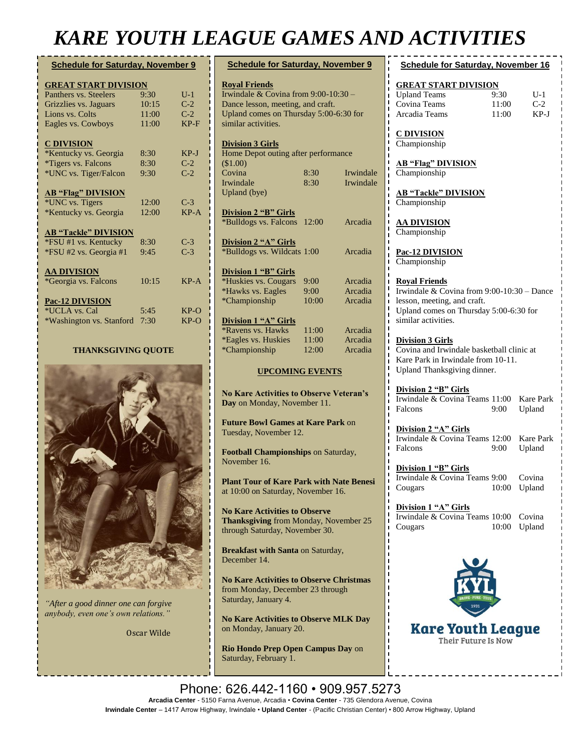# KARE YOUTH LEAGUE GAMES AND ACTIVITIES

## Schedule for Saturday, November 9

**GREAT START DIVISION**

| | | |
|---|---|---|
| Panthers vs. Steelers | 9:30 | U-1 |
| Grizzlies vs. Jaguars | 10:15 | C-2 |
| Lions vs. Colts | 11:00 | C-2 |
| Eagles vs. Cowboys | 11:00 | KP-F |

**C DIVISION**

| | | |
|---|---|---|
| *Kentucky vs. Georgia | 8:30 | KP-J |
| *Tigers vs. Falcons | 8:30 | C-2 |
| *UNC vs. Tiger/Falcon | 9:30 | C-2 |

**AB "Flag" DIVISION**

| | | |
|---|---|---|
| *UNC vs. Tigers | 12:00 | C-3 |
| *Kentucky vs. Georgia | 12:00 | KP-A |

**AB "Tackle" DIVISION**

| | | |
|---|---|---|
| *FSU #1 vs. Kentucky | 8:30 | C-3 |
| *FSU #2 vs. Georgia #1 | 9:45 | C-3 |

**AA DIVISION**

| | | |
|---|---|---|
| *Georgia vs. Falcons | 10:15 | KP-A |

**Pac-12 DIVISION**

| | | |
|---|---|---|
| *UCLA vs. Cal | 5:45 | KP-O |
| *Washington vs. Stanford | 7:30 | KP-O |

**THANKSGIVING QUOTE**

*"After a good dinner one can forgive anybody, even one's own relations."*

Oscar Wilde

## Schedule for Saturday, November 9

**Royal Friends**

Irwindale & Covina from 9:00-10:30 – Dance lesson, meeting, and craft. Upland comes on Thursday 5:00-6:30 for similar activities.

**Division 3 Girls**

Home Depot outing after performance ($1.00)

| | | |
|---|---|---|
| Covina | 8:30 | Irwindale |
| Irwindale | 8:30 | Irwindale |
| Upland (bye) | | |

**Division 2 "B" Girls**

| | | |
|---|---|---|
| *Bulldogs vs. Falcons | 12:00 | Arcadia |

**Division 2 "A" Girls**

| | | |
|---|---|---|
| *Bulldogs vs. Wildcats | 1:00 | Arcadia |

**Division 1 "B" Girls**

| | | |
|---|---|---|
| *Huskies vs. Cougars | 9:00 | Arcadia |
| *Hawks vs. Eagles | 9:00 | Arcadia |
| *Championship | 10:00 | Arcadia |

**Division 1 "A" Girls**

| | | |
|---|---|---|
| *Ravens vs. Hawks | 11:00 | Arcadia |
| *Eagles vs. Huskies | 11:00 | Arcadia |
| *Championship | 12:00 | Arcadia |

**UPCOMING EVENTS**

**No Kare Activities to Observe Veteran's Day** on Monday, November 11.

**Future Bowl Games at Kare Park** on Tuesday, November 12.

**Football Championships** on Saturday, November 16.

**Plant Tour of Kare Park with Nate Benesi** at 10:00 on Saturday, November 16.

**No Kare Activities to Observe Thanksgiving** from Monday, November 25 through Saturday, November 30.

**Breakfast with Santa** on Saturday, December 14.

**No Kare Activities to Observe Christmas** from Monday, December 23 through Saturday, January 4.

**No Kare Activities to Observe MLK Day** on Monday, January 20.

**Rio Hondo Prep Open Campus Day** on Saturday, February 1.

## Schedule for Saturday, November 16

**GREAT START DIVISION**

| | | |
|---|---|---|
| Upland Teams | 9:30 | U-1 |
| Covina Teams | 11:00 | C-2 |
| Arcadia Teams | 11:00 | KP-J |

**C DIVISION**

Championship

**AB "Flag" DIVISION**

Championship

**AB "Tackle" DIVISION**

Championship

**AA DIVISION**

Championship

**Pac-12 DIVISION**

Championship

**Royal Friends**

Irwindale & Covina from 9:00-10:30 – Dance lesson, meeting, and craft.
Upland comes on Thursday 5:00-6:30 for similar activities.

**Division 3 Girls**

Covina and Irwindale basketball clinic at Kare Park in Irwindale from 10-11.
Upland Thanksgiving dinner.

**Division 2 "B" Girls**

| | | |
|---|---|---|
| Irwindale & Covina Teams | 11:00 | Kare Park |
| Falcons | 9:00 | Upland |

**Division 2 "A" Girls**

| | | |
|---|---|---|
| Irwindale & Covina Teams | 12:00 | Kare Park |
| Falcons | 9:00 | Upland |

**Division 1 "B" Girls**

| | | |
|---|---|---|
| Irwindale & Covina Teams | 9:00 | Covina |
| Cougars | 10:00 | Upland |

**Division 1 "A" Girls**

| | | |
|---|---|---|
| Irwindale & Covina Teams | 10:00 | Covina |
| Cougars | 10:00 | Upland |

KYL BRAVE · PURE · TRUE 1931

**Kare Youth League**
Their Future Is Now

Phone: 626.442-1160 • 909.957.5273

**Arcadia Center** - 5150 Farna Avenue, Arcadia • **Covina Center** - 735 Glendora Avenue, Covina
**Irwindale Center** – 1417 Arrow Highway, Irwindale • **Upland Center** - (Pacific Christian Center) • 800 Arrow Highway, Upland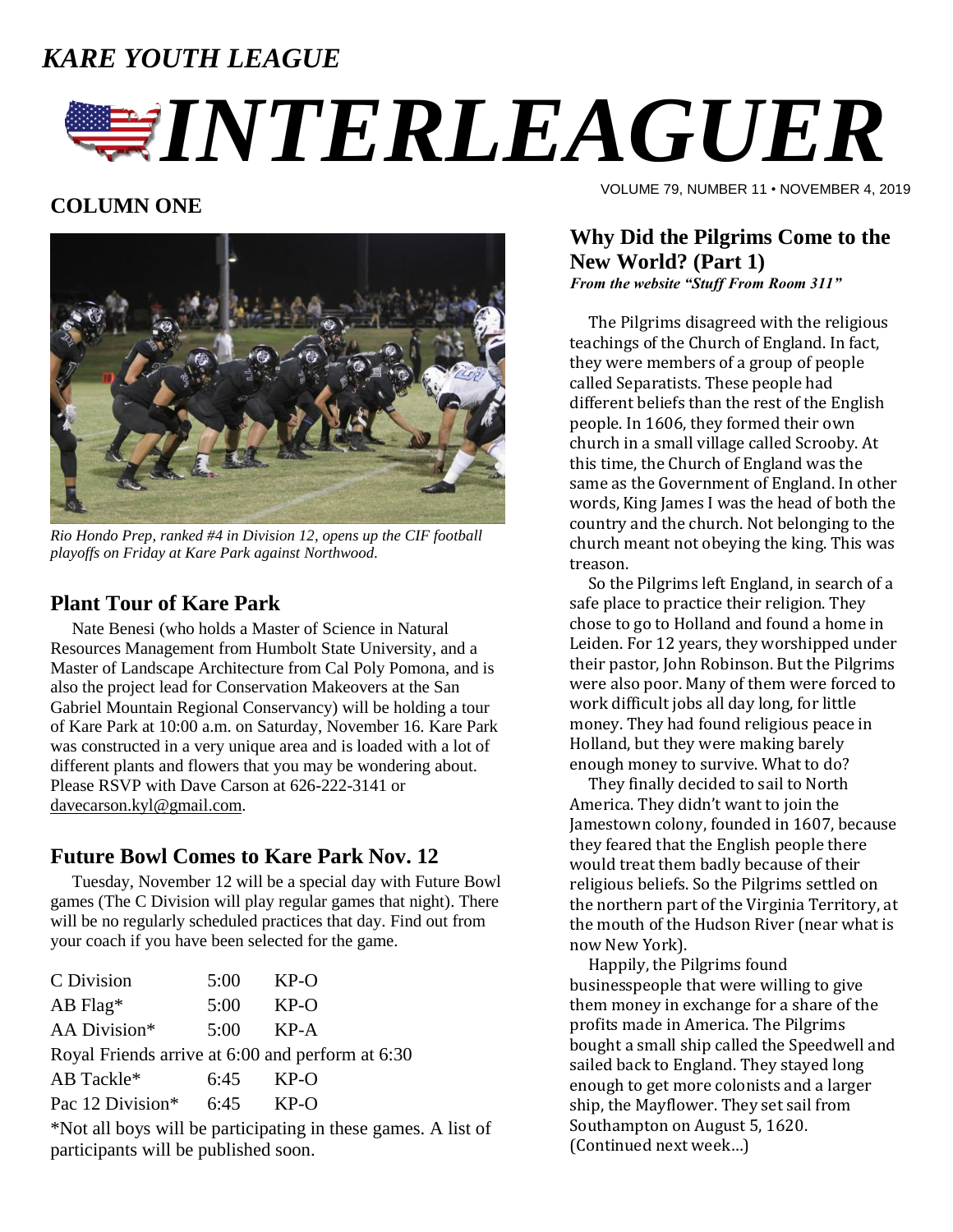*KARE YOUTH LEAGUE*

# *INTERLEAGUER*

VOLUME 79, NUMBER 11 • NOVEMBER 4, 2019

## COLUMN ONE

*Rio Hondo Prep, ranked #4 in Division 12, opens up the CIF football playoffs on Friday at Kare Park against Northwood.*

## Plant Tour of Kare Park

Nate Benesi (who holds a Master of Science in Natural Resources Management from Humbolt State University, and a Master of Landscape Architecture from Cal Poly Pomona, and is also the project lead for Conservation Makeovers at the San Gabriel Mountain Regional Conservancy) will be holding a tour of Kare Park at 10:00 a.m. on Saturday, November 16. Kare Park was constructed in a very unique area and is loaded with a lot of different plants and flowers that you may be wondering about. Please RSVP with Dave Carson at 626-222-3141 or davecarson.kyl@gmail.com.

## Future Bowl Comes to Kare Park Nov. 12

Tuesday, November 12 will be a special day with Future Bowl games (The C Division will play regular games that night). There will be no regularly scheduled practices that day. Find out from your coach if you have been selected for the game.

| | | |
|---|---|---|
| C Division | 5:00 | KP-O |
| AB Flag* | 5:00 | KP-O |
| AA Division* | 5:00 | KP-A |
| Royal Friends arrive at 6:00 and perform at 6:30 | | |
| AB Tackle* | 6:45 | KP-O |
| Pac 12 Division* | 6:45 | KP-O |

*Not all boys will be participating in these games. A list of participants will be published soon.

## Why Did the Pilgrims Come to the New World? (Part 1)

***From the website "Stuff From Room 311"***

The Pilgrims disagreed with the religious teachings of the Church of England. In fact, they were members of a group of people called Separatists. These people had different beliefs than the rest of the English people. In 1606, they formed their own church in a small village called Scrooby. At this time, the Church of England was the same as the Government of England. In other words, King James I was the head of both the country and the church. Not belonging to the church meant not obeying the king. This was treason.

So the Pilgrims left England, in search of a safe place to practice their religion. They chose to go to Holland and found a home in Leiden. For 12 years, they worshipped under their pastor, John Robinson. But the Pilgrims were also poor. Many of them were forced to work difficult jobs all day long, for little money. They had found religious peace in Holland, but they were making barely enough money to survive. What to do?

They finally decided to sail to North America. They didn't want to join the Jamestown colony, founded in 1607, because they feared that the English people there would treat them badly because of their religious beliefs. So the Pilgrims settled on the northern part of the Virginia Territory, at the mouth of the Hudson River (near what is now New York).

Happily, the Pilgrims found businesspeople that were willing to give them money in exchange for a share of the profits made in America. The Pilgrims bought a small ship called the Speedwell and sailed back to England. They stayed long enough to get more colonists and a larger ship, the Mayflower. They set sail from Southampton on August 5, 1620. (Continued next week...)